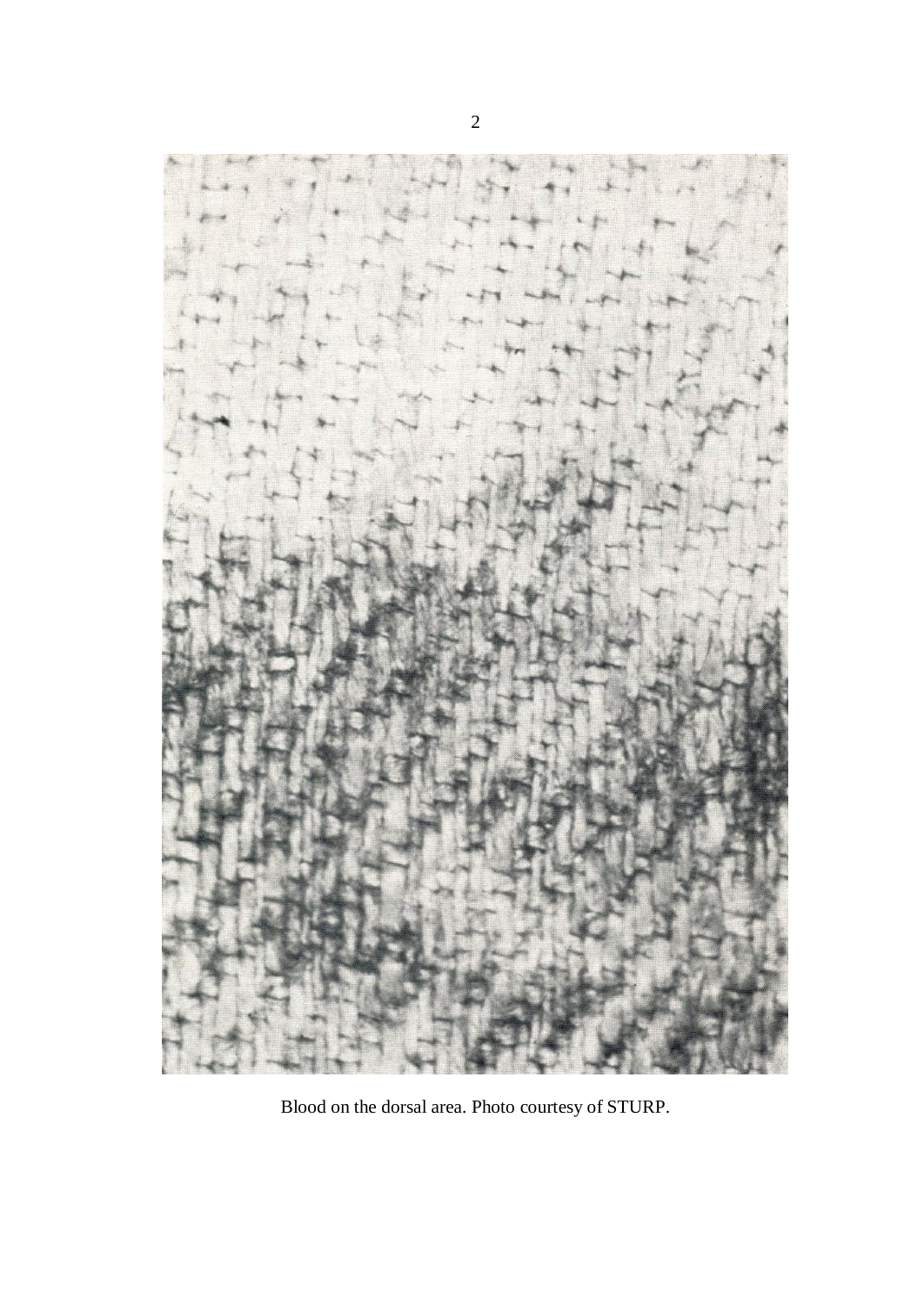Blood on the dorsal area. Photo courtesy of STURP.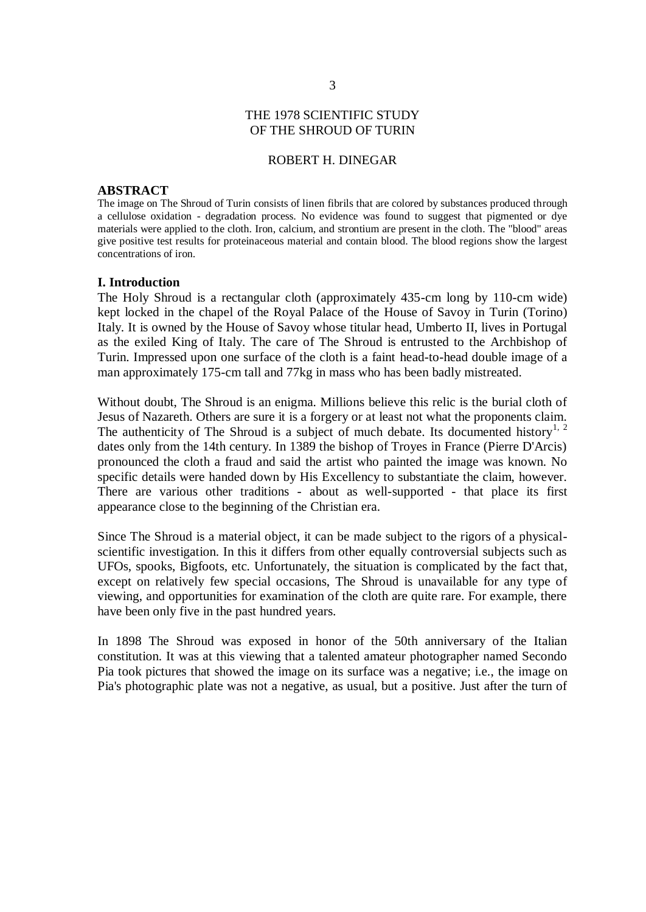# THE 1978 SCIENTIFIC STUDY OF THE SHROUD OF TURIN

ROBERT H. DINEGAR

## ABSTRACT

The image on The Shroud of Turin consists of linen fibrils that are colored by substances produced through a cellulose oxidation - degradation process. No evidence was found to suggest that pigmented or dye materials were applied to the cloth. Iron, calcium, and strontium are present in the cloth. The "blood" areas give positive test results for proteinaceous material and contain blood. The blood regions show the largest concentrations of iron.

## I. Introduction

The Holy Shroud is a rectangular cloth (approximately 435-cm long by 110-cm wide) kept locked in the chapel of the Royal Palace of the House of Savoy in Turin (Torino) Italy. It is owned by the House of Savoy whose titular head, Umberto II, lives in Portugal as the exiled King of Italy. The care of The Shroud is entrusted to the Archbishop of Turin. Impressed upon one surface of the cloth is a faint head-to-head double image of a man approximately 175-cm tall and 77kg in mass who has been badly mistreated.

Without doubt, The Shroud is an enigma. Millions believe this relic is the burial cloth of Jesus of Nazareth. Others are sure it is a forgery or at least not what the proponents claim. The authenticity of The Shroud is a subject of much debate. Its documented history[1, 2] dates only from the 14th century. In 1389 the bishop of Troyes in France (Pierre D'Arcis) pronounced the cloth a fraud and said the artist who painted the image was known. No specific details were handed down by His Excellency to substantiate the claim, however. There are various other traditions - about as well-supported - that place its first appearance close to the beginning of the Christian era.

Since The Shroud is a material object, it can be made subject to the rigors of a physical-scientific investigation. In this it differs from other equally controversial subjects such as UFOs, spooks, Bigfoots, etc. Unfortunately, the situation is complicated by the fact that, except on relatively few special occasions, The Shroud is unavailable for any type of viewing, and opportunities for examination of the cloth are quite rare. For example, there have been only five in the past hundred years.

In 1898 The Shroud was exposed in honor of the 50th anniversary of the Italian constitution. It was at this viewing that a talented amateur photographer named Secondo Pia took pictures that showed the image on its surface was a negative; i.e., the image on Pia's photographic plate was not a negative, as usual, but a positive. Just after the turn of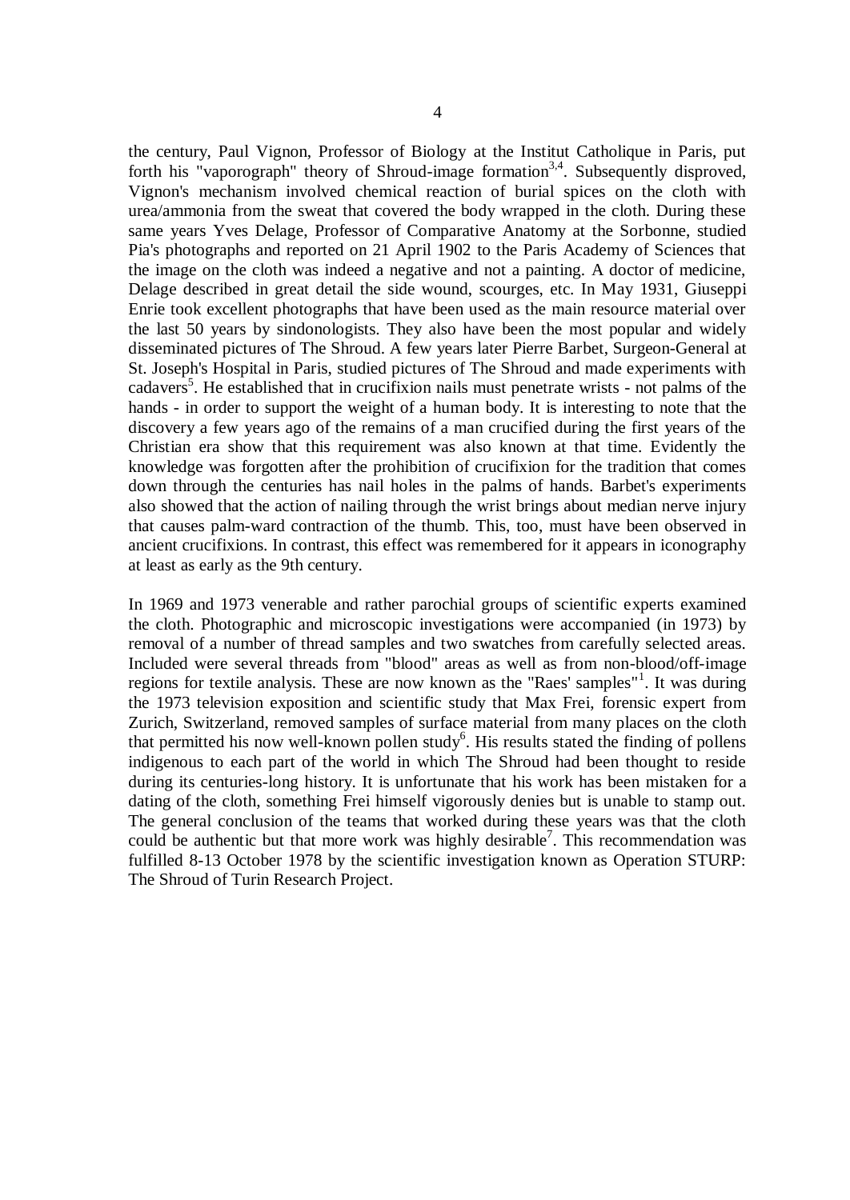the century, Paul Vignon, Professor of Biology at the Institut Catholique in Paris, put forth his "vaporograph" theory of Shroud-image formation[3,4]. Subsequently disproved, Vignon's mechanism involved chemical reaction of burial spices on the cloth with urea/ammonia from the sweat that covered the body wrapped in the cloth. During these same years Yves Delage, Professor of Comparative Anatomy at the Sorbonne, studied Pia's photographs and reported on 21 April 1902 to the Paris Academy of Sciences that the image on the cloth was indeed a negative and not a painting. A doctor of medicine, Delage described in great detail the side wound, scourges, etc. In May 1931, Giuseppi Enrie took excellent photographs that have been used as the main resource material over the last 50 years by sindonologists. They also have been the most popular and widely disseminated pictures of The Shroud. A few years later Pierre Barbet, Surgeon-General at St. Joseph's Hospital in Paris, studied pictures of The Shroud and made experiments with cadavers[5]. He established that in crucifixion nails must penetrate wrists - not palms of the hands - in order to support the weight of a human body. It is interesting to note that the discovery a few years ago of the remains of a man crucified during the first years of the Christian era show that this requirement was also known at that time. Evidently the knowledge was forgotten after the prohibition of crucifixion for the tradition that comes down through the centuries has nail holes in the palms of hands. Barbet's experiments also showed that the action of nailing through the wrist brings about median nerve injury that causes palm-ward contraction of the thumb. This, too, must have been observed in ancient crucifixions. In contrast, this effect was remembered for it appears in iconography at least as early as the 9th century.

In 1969 and 1973 venerable and rather parochial groups of scientific experts examined the cloth. Photographic and microscopic investigations were accompanied (in 1973) by removal of a number of thread samples and two swatches from carefully selected areas. Included were several threads from "blood" areas as well as from non-blood/off-image regions for textile analysis. These are now known as the "Raes' samples"[1]. It was during the 1973 television exposition and scientific study that Max Frei, forensic expert from Zurich, Switzerland, removed samples of surface material from many places on the cloth that permitted his now well-known pollen study[6]. His results stated the finding of pollens indigenous to each part of the world in which The Shroud had been thought to reside during its centuries-long history. It is unfortunate that his work has been mistaken for a dating of the cloth, something Frei himself vigorously denies but is unable to stamp out. The general conclusion of the teams that worked during these years was that the cloth could be authentic but that more work was highly desirable[7]. This recommendation was fulfilled 8-13 October 1978 by the scientific investigation known as Operation STURP: The Shroud of Turin Research Project.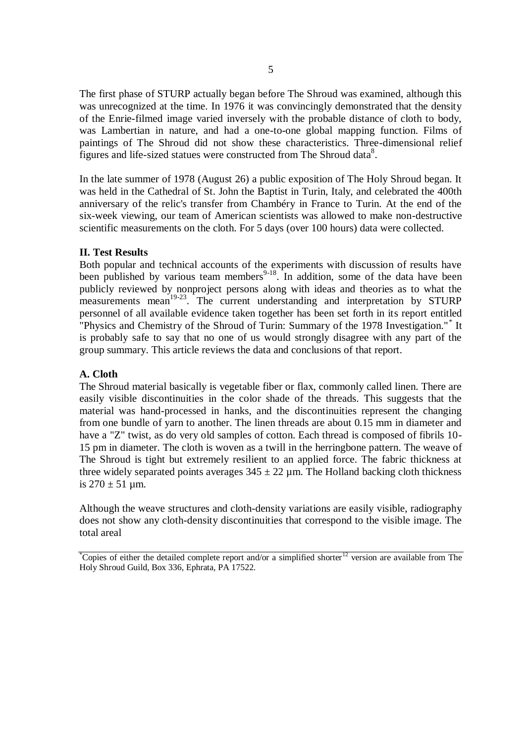The first phase of STURP actually began before The Shroud was examined, although this was unrecognized at the time. In 1976 it was convincingly demonstrated that the density of the Enrie-filmed image varied inversely with the probable distance of cloth to body, was Lambertian in nature, and had a one-to-one global mapping function. Films of paintings of The Shroud did not show these characteristics. Three-dimensional relief figures and life-sized statues were constructed from The Shroud data[8].

In the late summer of 1978 (August 26) a public exposition of The Holy Shroud began. It was held in the Cathedral of St. John the Baptist in Turin, Italy, and celebrated the 400th anniversary of the relic's transfer from Chambéry in France to Turin. At the end of the six-week viewing, our team of American scientists was allowed to make non-destructive scientific measurements on the cloth. For 5 days (over 100 hours) data were collected.

## II. Test Results

Both popular and technical accounts of the experiments with discussion of results have been published by various team members[9-18]. In addition, some of the data have been publicly reviewed by nonproject persons along with ideas and theories as to what the measurements mean[19-23]. The current understanding and interpretation by STURP personnel of all available evidence taken together has been set forth in its report entitled "Physics and Chemistry of the Shroud of Turin: Summary of the 1978 Investigation."[*] It is probably safe to say that no one of us would strongly disagree with any part of the group summary. This article reviews the data and conclusions of that report.

### A. Cloth

The Shroud material basically is vegetable fiber or flax, commonly called linen. There are easily visible discontinuities in the color shade of the threads. This suggests that the material was hand-processed in hanks, and the discontinuities represent the changing from one bundle of yarn to another. The linen threads are about 0.15 mm in diameter and have a "Z" twist, as do very old samples of cotton. Each thread is composed of fibrils 10-15 pm in diameter. The cloth is woven as a twill in the herringbone pattern. The weave of The Shroud is tight but extremely resilient to an applied force. The fabric thickness at three widely separated points averages $345 \pm 22$ µm. The Holland backing cloth thickness is $270 \pm 51$ µm.

Although the weave structures and cloth-density variations are easily visible, radiography does not show any cloth-density discontinuities that correspond to the visible image. The total areal

[*] Copies of either the detailed complete report and/or a simplified shorter[12] version are available from The Holy Shroud Guild, Box 336, Ephrata, PA 17522.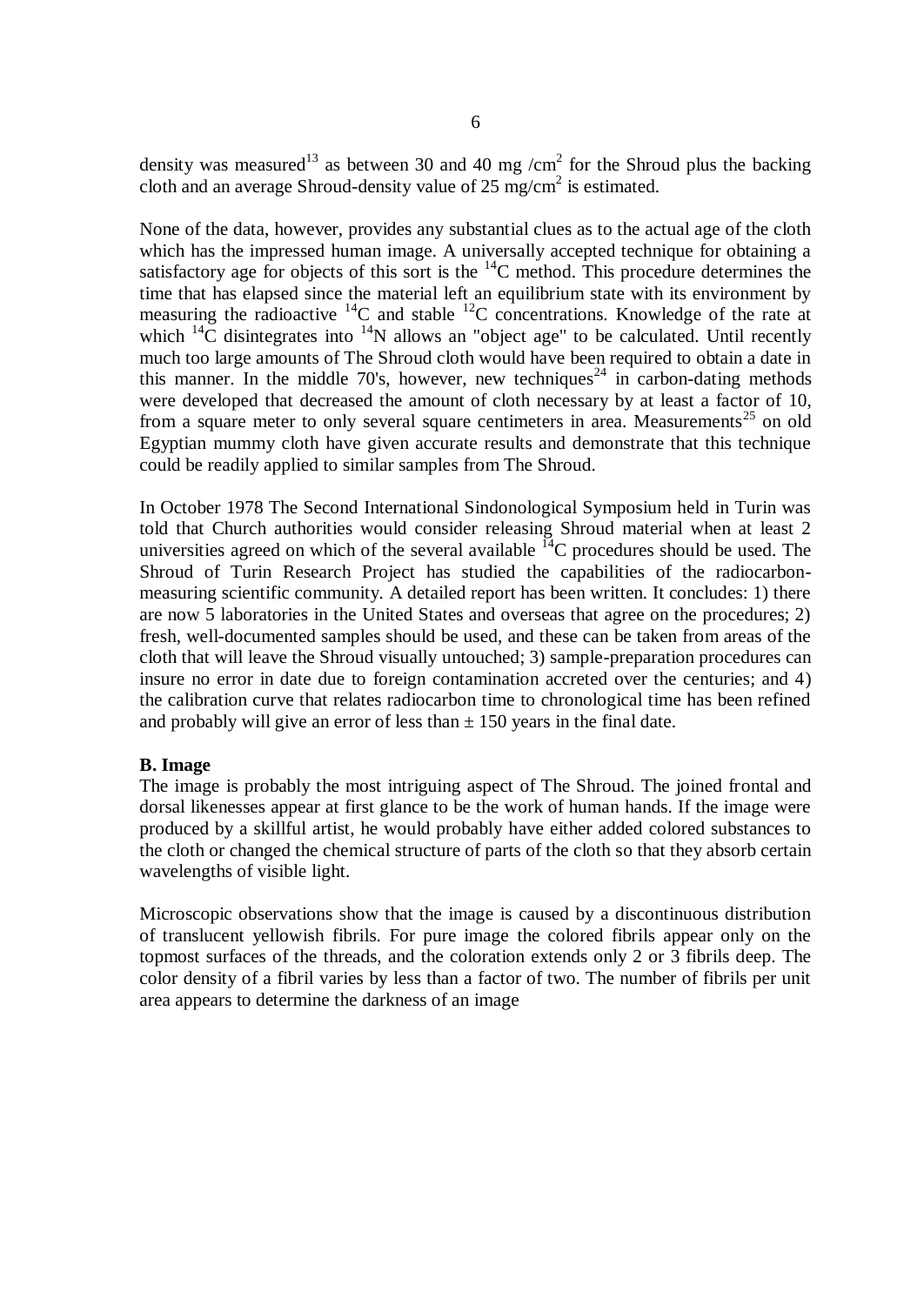density was measured[13] as between 30 and 40 mg /cm$^2$ for the Shroud plus the backing cloth and an average Shroud-density value of 25 mg/cm$^2$ is estimated.

None of the data, however, provides any substantial clues as to the actual age of the cloth which has the impressed human image. A universally accepted technique for obtaining a satisfactory age for objects of this sort is the $^{14}C$ method. This procedure determines the time that has elapsed since the material left an equilibrium state with its environment by measuring the radioactive $^{14}C$ and stable $^{12}C$ concentrations. Knowledge of the rate at which $^{14}C$ disintegrates into $^{14}N$ allows an "object age" to be calculated. Until recently much too large amounts of The Shroud cloth would have been required to obtain a date in this manner. In the middle 70's, however, new techniques[24] in carbon-dating methods were developed that decreased the amount of cloth necessary by at least a factor of 10, from a square meter to only several square centimeters in area. Measurements[25] on old Egyptian mummy cloth have given accurate results and demonstrate that this technique could be readily applied to similar samples from The Shroud.

In October 1978 The Second International Sindonological Symposium held in Turin was told that Church authorities would consider releasing Shroud material when at least 2 universities agreed on which of the several available $^{14}C$ procedures should be used. The Shroud of Turin Research Project has studied the capabilities of the radiocarbon-measuring scientific community. A detailed report has been written. It concludes: 1) there are now 5 laboratories in the United States and overseas that agree on the procedures; 2) fresh, well-documented samples should be used, and these can be taken from areas of the cloth that will leave the Shroud visually untouched; 3) sample-preparation procedures can insure no error in date due to foreign contamination accreted over the centuries; and 4) the calibration curve that relates radiocarbon time to chronological time has been refined and probably will give an error of less than $\pm$ 150 years in the final date.

**B. Image**

The image is probably the most intriguing aspect of The Shroud. The joined frontal and dorsal likenesses appear at first glance to be the work of human hands. If the image were produced by a skillful artist, he would probably have either added colored substances to the cloth or changed the chemical structure of parts of the cloth so that they absorb certain wavelengths of visible light.

Microscopic observations show that the image is caused by a discontinuous distribution of translucent yellowish fibrils. For pure image the colored fibrils appear only on the topmost surfaces of the threads, and the coloration extends only 2 or 3 fibrils deep. The color density of a fibril varies by less than a factor of two. The number of fibrils per unit area appears to determine the darkness of an image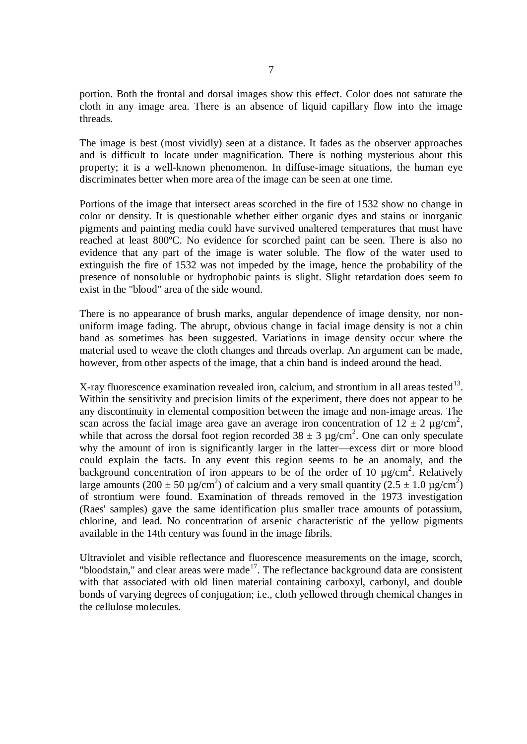portion. Both the frontal and dorsal images show this effect. Color does not saturate the cloth in any image area. There is an absence of liquid capillary flow into the image threads.

The image is best (most vividly) seen at a distance. It fades as the observer approaches and is difficult to locate under magnification. There is nothing mysterious about this property; it is a well-known phenomenon. In diffuse-image situations, the human eye discriminates better when more area of the image can be seen at one time.

Portions of the image that intersect areas scorched in the fire of 1532 show no change in color or density. It is questionable whether either organic dyes and stains or inorganic pigments and painting media could have survived unaltered temperatures that must have reached at least 800ºC. No evidence for scorched paint can be seen. There is also no evidence that any part of the image is water soluble. The flow of the water used to extinguish the fire of 1532 was not impeded by the image, hence the probability of the presence of nonsoluble or hydrophobic paints is slight. Slight retardation does seem to exist in the "blood" area of the side wound.

There is no appearance of brush marks, angular dependence of image density, nor non-uniform image fading. The abrupt, obvious change in facial image density is not a chin band as sometimes has been suggested. Variations in image density occur where the material used to weave the cloth changes and threads overlap. An argument can be made, however, from other aspects of the image, that a chin band is indeed around the head.

X-ray fluorescence examination revealed iron, calcium, and strontium in all areas tested[13]. Within the sensitivity and precision limits of the experiment, there does not appear to be any discontinuity in elemental composition between the image and non-image areas. The scan across the facial image area gave an average iron concentration of $12 \pm 2$ µg/cm$^2$, while that across the dorsal foot region recorded $38 \pm 3$ µg/cm$^2$. One can only speculate why the amount of iron is significantly larger in the latter—excess dirt or more blood could explain the facts. In any event this region seems to be an anomaly, and the background concentration of iron appears to be of the order of 10 µg/cm$^2$. Relatively large amounts ($200 \pm 50$ µg/cm$^2$) of calcium and a very small quantity ($2.5 \pm 1.0$ µg/cm$^2$) of strontium were found. Examination of threads removed in the 1973 investigation (Raes' samples) gave the same identification plus smaller trace amounts of potassium, chlorine, and lead. No concentration of arsenic characteristic of the yellow pigments available in the 14th century was found in the image fibrils.

Ultraviolet and visible reflectance and fluorescence measurements on the image, scorch, "bloodstain," and clear areas were made[17]. The reflectance background data are consistent with that associated with old linen material containing carboxyl, carbonyl, and double bonds of varying degrees of conjugation; i.e., cloth yellowed through chemical changes in the cellulose molecules.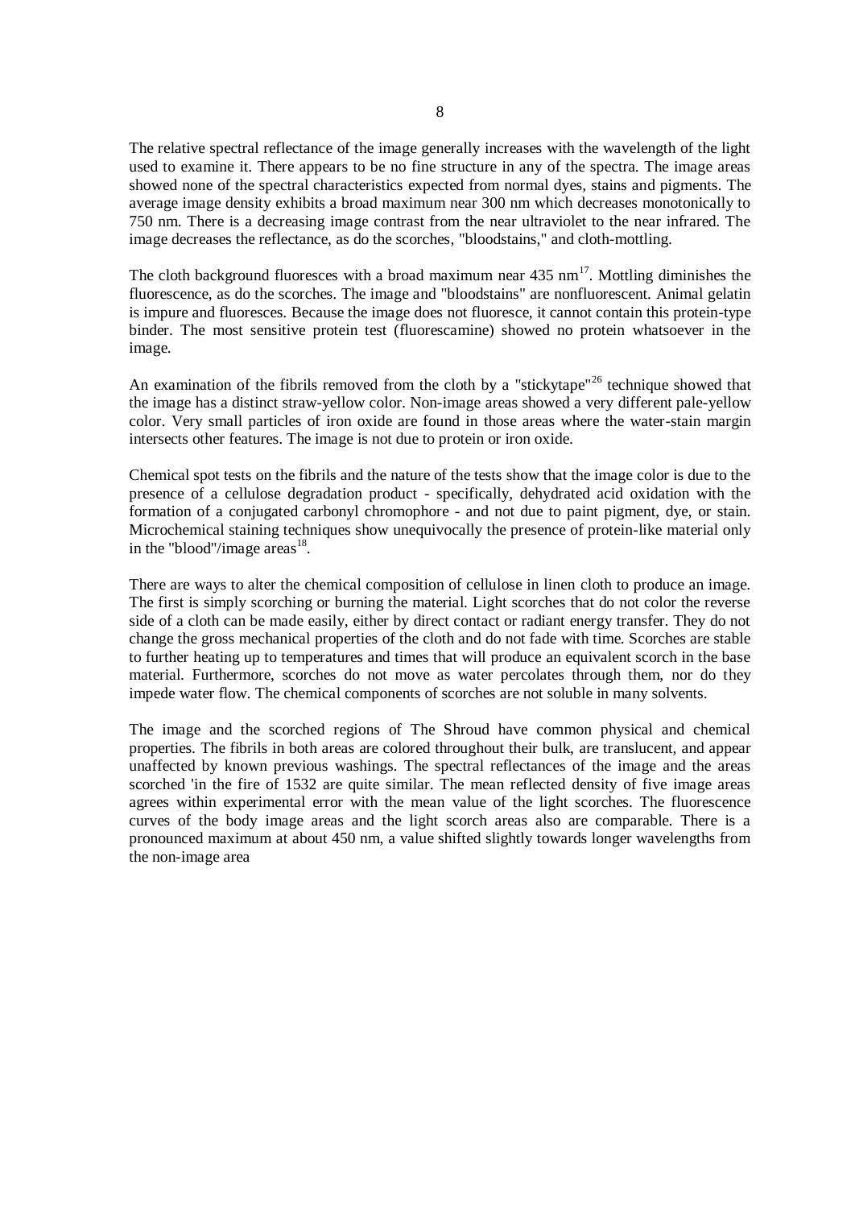The relative spectral reflectance of the image generally increases with the wavelength of the light used to examine it. There appears to be no fine structure in any of the spectra. The image areas showed none of the spectral characteristics expected from normal dyes, stains and pigments. The average image density exhibits a broad maximum near 300 nm which decreases monotonically to 750 nm. There is a decreasing image contrast from the near ultraviolet to the near infrared. The image decreases the reflectance, as do the scorches, "bloodstains," and cloth-mottling.

The cloth background fluoresces with a broad maximum near 435 nm[17]. Mottling diminishes the fluorescence, as do the scorches. The image and "bloodstains" are nonfluorescent. Animal gelatin is impure and fluoresces. Because the image does not fluoresce, it cannot contain this protein-type binder. The most sensitive protein test (fluorescamine) showed no protein whatsoever in the image.

An examination of the fibrils removed from the cloth by a "stickytape"[26] technique showed that the image has a distinct straw-yellow color. Non-image areas showed a very different pale-yellow color. Very small particles of iron oxide are found in those areas where the water-stain margin intersects other features. The image is not due to protein or iron oxide.

Chemical spot tests on the fibrils and the nature of the tests show that the image color is due to the presence of a cellulose degradation product - specifically, dehydrated acid oxidation with the formation of a conjugated carbonyl chromophore - and not due to paint pigment, dye, or stain. Microchemical staining techniques show unequivocally the presence of protein-like material only in the "blood"/image areas[18].

There are ways to alter the chemical composition of cellulose in linen cloth to produce an image. The first is simply scorching or burning the material. Light scorches that do not color the reverse side of a cloth can be made easily, either by direct contact or radiant energy transfer. They do not change the gross mechanical properties of the cloth and do not fade with time. Scorches are stable to further heating up to temperatures and times that will produce an equivalent scorch in the base material. Furthermore, scorches do not move as water percolates through them, nor do they impede water flow. The chemical components of scorches are not soluble in many solvents.

The image and the scorched regions of The Shroud have common physical and chemical properties. The fibrils in both areas are colored throughout their bulk, are translucent, and appear unaffected by known previous washings. The spectral reflectances of the image and the areas scorched 'in the fire of 1532 are quite similar. The mean reflected density of five image areas agrees within experimental error with the mean value of the light scorches. The fluorescence curves of the body image areas and the light scorch areas also are comparable. There is a pronounced maximum at about 450 nm, a value shifted slightly towards longer wavelengths from the non-image area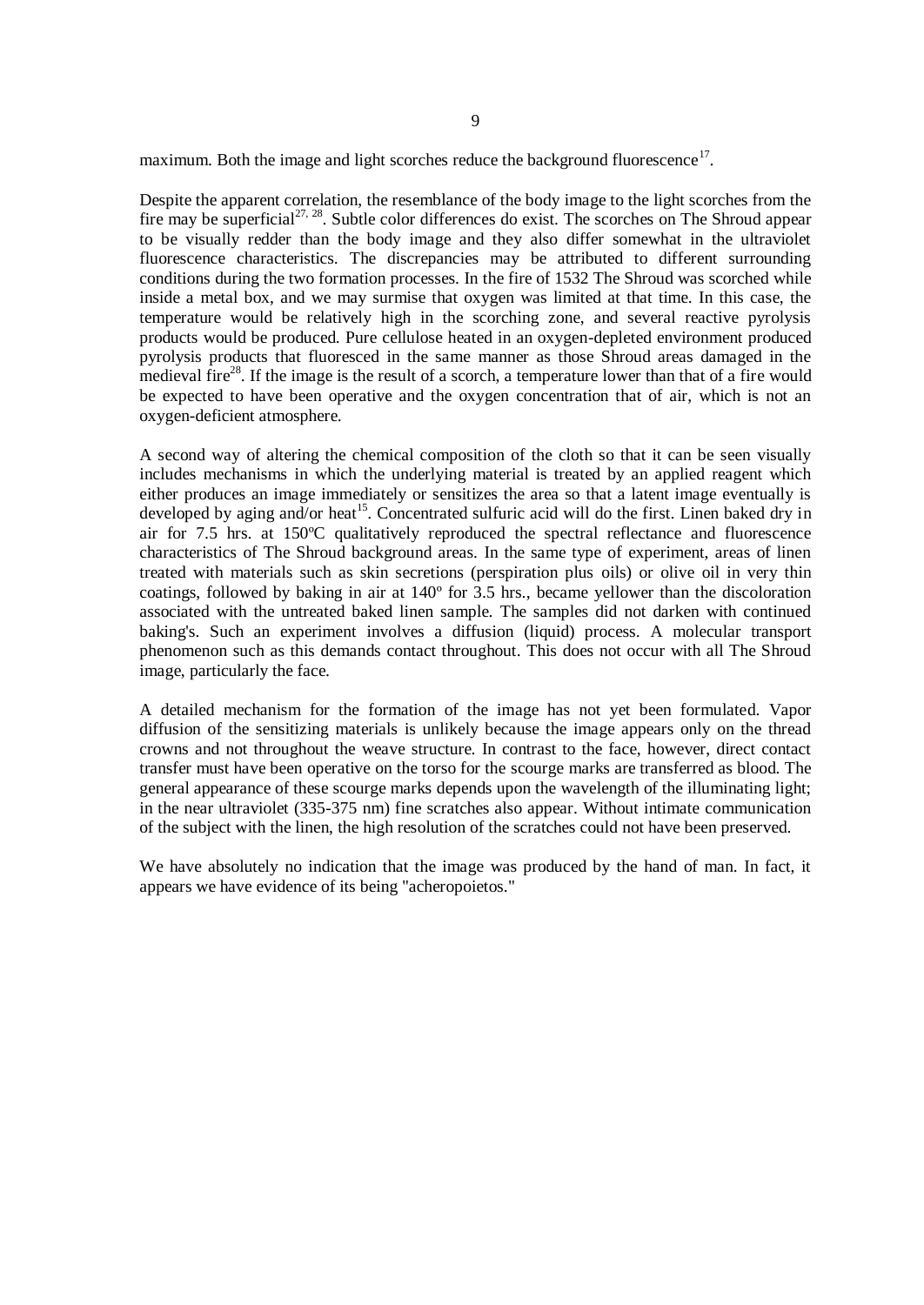maximum. Both the image and light scorches reduce the background fluorescence[17].

Despite the apparent correlation, the resemblance of the body image to the light scorches from the fire may be superficial[27, 28]. Subtle color differences do exist. The scorches on The Shroud appear to be visually redder than the body image and they also differ somewhat in the ultraviolet fluorescence characteristics. The discrepancies may be attributed to different surrounding conditions during the two formation processes. In the fire of 1532 The Shroud was scorched while inside a metal box, and we may surmise that oxygen was limited at that time. In this case, the temperature would be relatively high in the scorching zone, and several reactive pyrolysis products would be produced. Pure cellulose heated in an oxygen-depleted environment produced pyrolysis products that fluoresced in the same manner as those Shroud areas damaged in the medieval fire[28]. If the image is the result of a scorch, a temperature lower than that of a fire would be expected to have been operative and the oxygen concentration that of air, which is not an oxygen-deficient atmosphere.

A second way of altering the chemical composition of the cloth so that it can be seen visually includes mechanisms in which the underlying material is treated by an applied reagent which either produces an image immediately or sensitizes the area so that a latent image eventually is developed by aging and/or heat[15]. Concentrated sulfuric acid will do the first. Linen baked dry in air for 7.5 hrs. at 150ºC qualitatively reproduced the spectral reflectance and fluorescence characteristics of The Shroud background areas. In the same type of experiment, areas of linen treated with materials such as skin secretions (perspiration plus oils) or olive oil in very thin coatings, followed by baking in air at 140º for 3.5 hrs., became yellower than the discoloration associated with the untreated baked linen sample. The samples did not darken with continued baking's. Such an experiment involves a diffusion (liquid) process. A molecular transport phenomenon such as this demands contact throughout. This does not occur with all The Shroud image, particularly the face.

A detailed mechanism for the formation of the image has not yet been formulated. Vapor diffusion of the sensitizing materials is unlikely because the image appears only on the thread crowns and not throughout the weave structure. In contrast to the face, however, direct contact transfer must have been operative on the torso for the scourge marks are transferred as blood. The general appearance of these scourge marks depends upon the wavelength of the illuminating light; in the near ultraviolet (335-375 nm) fine scratches also appear. Without intimate communication of the subject with the linen, the high resolution of the scratches could not have been preserved.

We have absolutely no indication that the image was produced by the hand of man. In fact, it appears we have evidence of its being "acheropoietos."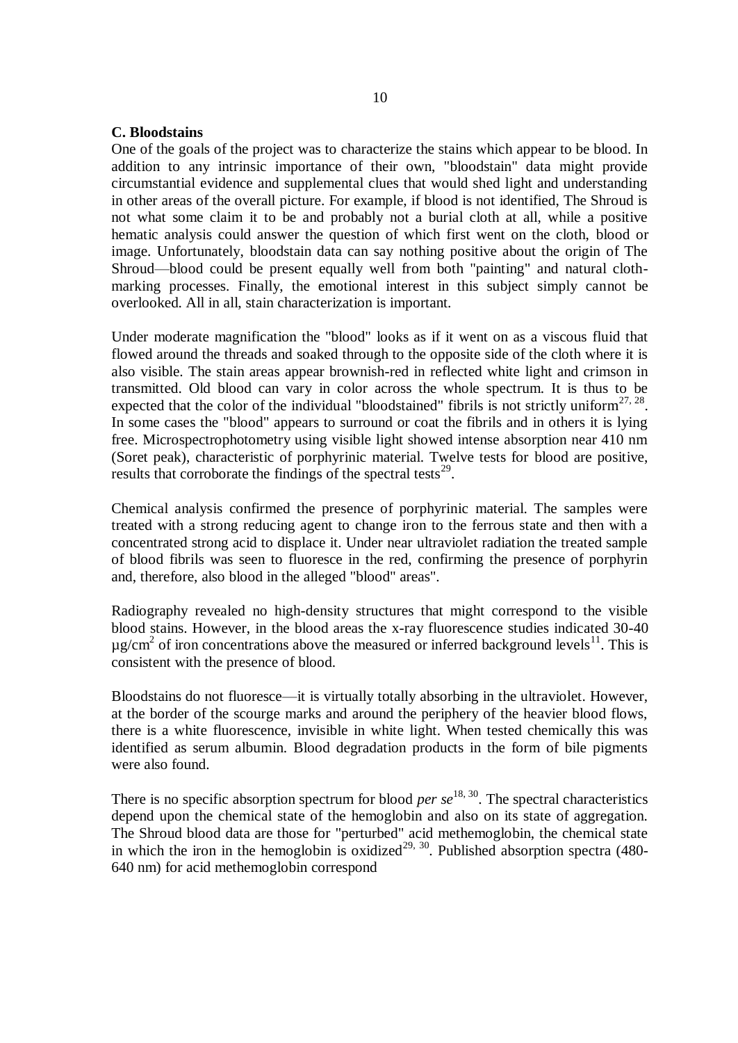**C. Bloodstains**

One of the goals of the project was to characterize the stains which appear to be blood. In addition to any intrinsic importance of their own, "bloodstain" data might provide circumstantial evidence and supplemental clues that would shed light and understanding in other areas of the overall picture. For example, if blood is not identified, The Shroud is not what some claim it to be and probably not a burial cloth at all, while a positive hematic analysis could answer the question of which first went on the cloth, blood or image. Unfortunately, bloodstain data can say nothing positive about the origin of The Shroud—blood could be present equally well from both "painting" and natural cloth-marking processes. Finally, the emotional interest in this subject simply cannot be overlooked. All in all, stain characterization is important.

Under moderate magnification the "blood" looks as if it went on as a viscous fluid that flowed around the threads and soaked through to the opposite side of the cloth where it is also visible. The stain areas appear brownish-red in reflected white light and crimson in transmitted. Old blood can vary in color across the whole spectrum. It is thus to be expected that the color of the individual "bloodstained" fibrils is not strictly uniform[27, 28]. In some cases the "blood" appears to surround or coat the fibrils and in others it is lying free. Microspectrophotometry using visible light showed intense absorption near 410 nm (Soret peak), characteristic of porphyrinic material. Twelve tests for blood are positive, results that corroborate the findings of the spectral tests[29].

Chemical analysis confirmed the presence of porphyrinic material. The samples were treated with a strong reducing agent to change iron to the ferrous state and then with a concentrated strong acid to displace it. Under near ultraviolet radiation the treated sample of blood fibrils was seen to fluoresce in the red, confirming the presence of porphyrin and, therefore, also blood in the alleged "blood" areas".

Radiography revealed no high-density structures that might correspond to the visible blood stains. However, in the blood areas the x-ray fluorescence studies indicated 30-40 $\mu g/cm^2$ of iron concentrations above the measured or inferred background levels[11]. This is consistent with the presence of blood.

Bloodstains do not fluoresce—it is virtually totally absorbing in the ultraviolet. However, at the border of the scourge marks and around the periphery of the heavier blood flows, there is a white fluorescence, invisible in white light. When tested chemically this was identified as serum albumin. Blood degradation products in the form of bile pigments were also found.

There is no specific absorption spectrum for blood *per se*[18, 30]. The spectral characteristics depend upon the chemical state of the hemoglobin and also on its state of aggregation. The Shroud blood data are those for "perturbed" acid methemoglobin, the chemical state in which the iron in the hemoglobin is oxidized[29, 30]. Published absorption spectra (480-640 nm) for acid methemoglobin correspond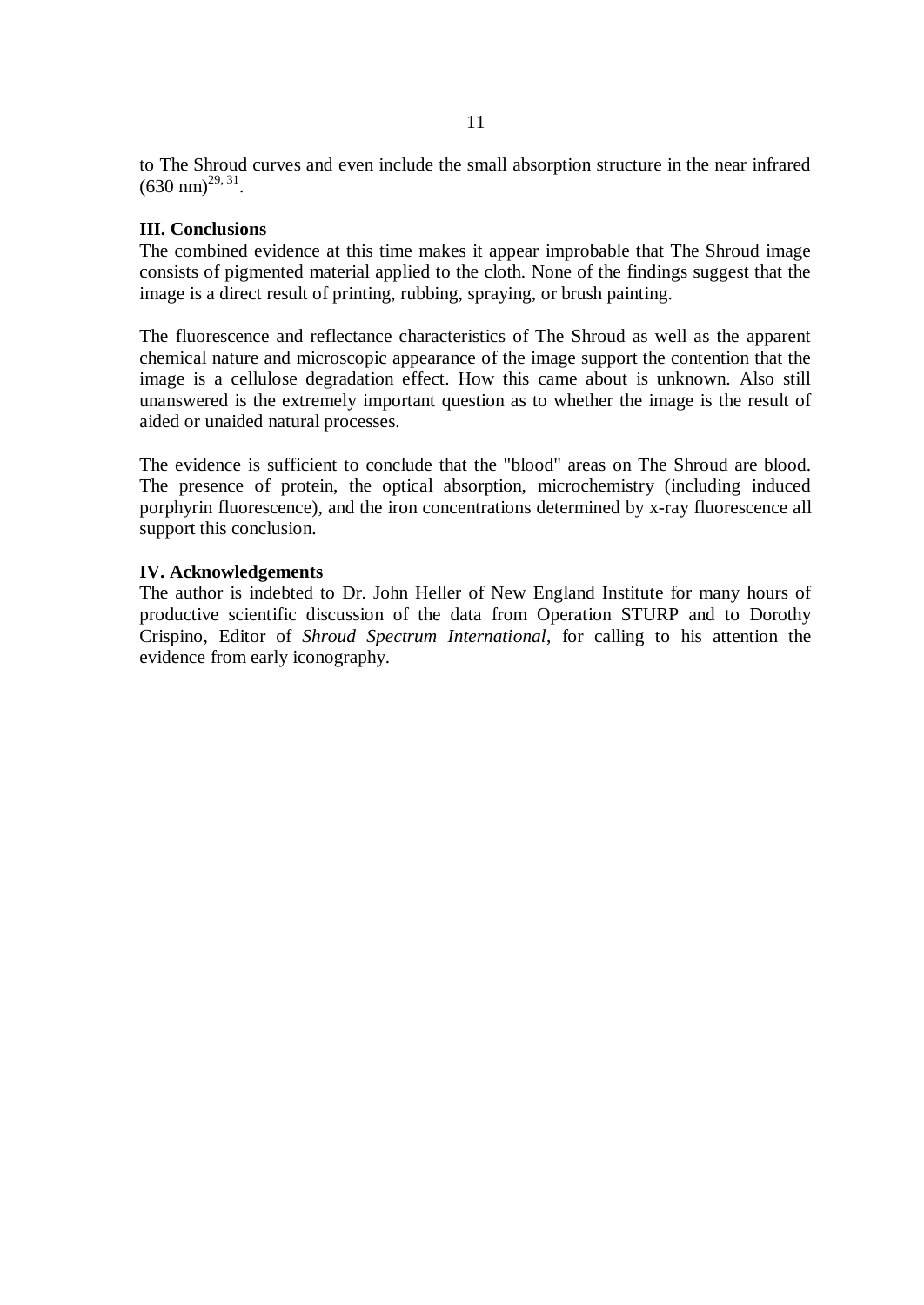to The Shroud curves and even include the small absorption structure in the near infrared (630 nm)[29, 31].

### III. Conclusions

The combined evidence at this time makes it appear improbable that The Shroud image consists of pigmented material applied to the cloth. None of the findings suggest that the image is a direct result of printing, rubbing, spraying, or brush painting.

The fluorescence and reflectance characteristics of The Shroud as well as the apparent chemical nature and microscopic appearance of the image support the contention that the image is a cellulose degradation effect. How this came about is unknown. Also still unanswered is the extremely important question as to whether the image is the result of aided or unaided natural processes.

The evidence is sufficient to conclude that the "blood" areas on The Shroud are blood. The presence of protein, the optical absorption, microchemistry (including induced porphyrin fluorescence), and the iron concentrations determined by x-ray fluorescence all support this conclusion.

### IV. Acknowledgements

The author is indebted to Dr. John Heller of New England Institute for many hours of productive scientific discussion of the data from Operation STURP and to Dorothy Crispino, Editor of *Shroud Spectrum International*, for calling to his attention the evidence from early iconography.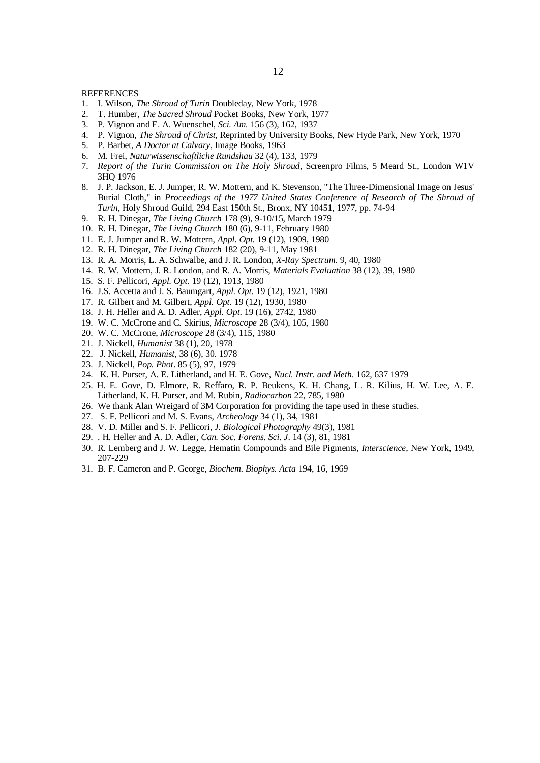REFERENCES

1. I. Wilson, *The Shroud of Turin* Doubleday, New York, 1978
2. T. Humber, *The Sacred Shroud* Pocket Books, New York, 1977
3. P. Vignon and E. A. Wuenschel, *Sci. Am.* 156 (3), 162, 1937
4. P. Vignon, *The Shroud of Christ*, Reprinted by University Books, New Hyde Park, New York, 1970
5. P. Barbet, *A Doctor at Calvary*, Image Books, 1963
6. M. Frei, *Naturwissenschaftliche Rundshau* 32 (4), 133, 1979
7. *Report of the Turin Commission on The Holy Shroud*, Screenpro Films, 5 Meard St., London W1V 3HQ 1976
8. J. P. Jackson, E. J. Jumper, R. W. Mottern, and K. Stevenson, "The Three-Dimensional Image on Jesus' Burial Cloth," in *Proceedings of the 1977 United States Conference of Research of The Shroud of Turin*, Holy Shroud Guild, 294 East 150th St., Bronx, NY 10451, 1977, pp. 74-94
9. R. H. Dinegar, *The Living Church* 178 (9), 9-10/15, March 1979
10. R. H. Dinegar, *The Living Church* 180 (6), 9-11, February 1980
11. E. J. Jumper and R. W. Mottern, *Appl. Opt.* 19 (12), 1909, 1980
12. R. H. Dinegar, *The Living Church* 182 (20), 9-11, May 1981
13. R. A. Morris, L. A. Schwalbe, and J. R. London, *X-Ray Spectrum*. 9, 40, 1980
14. R. W. Mottern, J. R. London, and R. A. Morris, *Materials Evaluation* 38 (12), 39, 1980
15. S. F. Pellicori, *Appl. Opt.* 19 (12), 1913, 1980
16. J.S. Accetta and J. S. Baumgart, *Appl. Opt.* 19 (12), 1921, 1980
17. R. Gilbert and M. Gilbert, *Appl. Opt*. 19 (12), 1930, 1980
18. J. H. Heller and A. D. Adler, *Appl. Opt*. 19 (16), 2742, 1980
19. W. C. McCrone and C. Skirius, *Microscope* 28 (3/4), 105, 1980
20. W. C. McCrone, *Microscope* 28 (3/4), 115, 1980
21. J. Nickell, *Humanist* 38 (1), 20, 1978
22. J. Nickell, *Humanist*, 38 (6), 30. 1978
23. J. Nickell, *Pop. Phot*. 85 (5), 97, 1979
24. K. H. Purser, A. E. Litherland, and H. E. Gove, *Nucl. Instr. and Meth*. 162, 637 1979
25. H. E. Gove, D. Elmore, R. Reffaro, R. P. Beukens, K. H. Chang, L. R. Kilius, H. W. Lee, A. E. Litherland, K. H. Purser, and M. Rubin, *Radiocarbon* 22, 785, 1980
26. We thank Alan Wreigard of 3M Corporation for providing the tape used in these studies.
27. S. F. Pellicori and M. S. Evans, *Archeology* 34 (1), 34, 1981
28. V. D. Miller and S. F. Pellicori, *J. Biological Photography* 49(3), 1981
29. . H. Heller and A. D. Adler, *Can. Soc. Forens. Sci. J*. 14 (3), 81, 1981
30. R. Lemberg and J. W. Legge, Hematin Compounds and Bile Pigments, *Interscience*, New York, 1949, 207-229
31. B. F. Cameron and P. George, *Biochem. Biophys. Acta* 194, 16, 1969